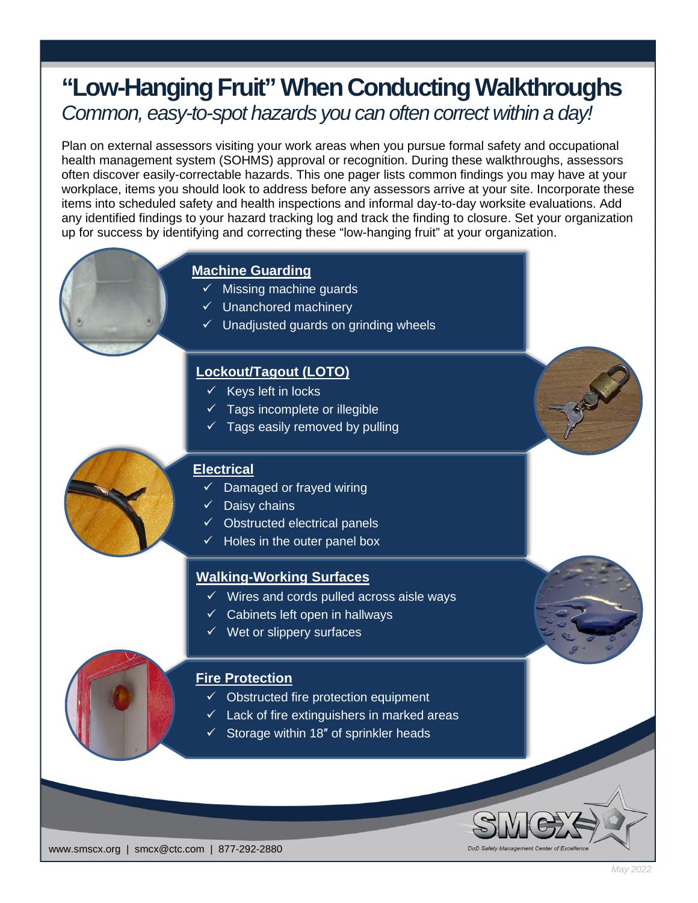# “Low-Hanging Fruit” When Conducting Walkthroughs

*Common, easy-to-spot hazards you can often correct within a day!*

Plan on external assessors visiting your work areas when you pursue formal safety and occupational health management system (SOHMS) approval or recognition. During these walkthroughs, assessors often discover easily-correctable hazards. This one pager lists common findings you may have at your workplace, items you should look to address before any assessors arrive at your site. Incorporate these items into scheduled safety and health inspections and informal day-to-day worksite evaluations. Add any identified findings to your hazard tracking log and track the finding to closure. Set your organization up for success by identifying and correcting these “low-hanging fruit” at your organization.

## Machine Guarding

- ✓ Missing machine guards
- ✓ Unanchored machinery
- ✓ Unadjusted guards on grinding wheels

## Lockout/Tagout (LOTO)

- ✓ Keys left in locks
- ✓ Tags incomplete or illegible
- ✓ Tags easily removed by pulling

## Electrical

- ✓ Damaged or frayed wiring
- ✓ Daisy chains
- ✓ Obstructed electrical panels
- ✓ Holes in the outer panel box

## Walking-Working Surfaces

- ✓ Wires and cords pulled across aisle ways
- ✓ Cabinets left open in hallways
- ✓ Wet or slippery surfaces

## Fire Protection

- ✓ Obstructed fire protection equipment
- ✓ Lack of fire extinguishers in marked areas
- ✓ Storage within 18″ of sprinkler heads

SMCX — DoD Safety Management Center of Excellence

www.smscx.org | smcx@ctc.com | 877-292-2880

May 2022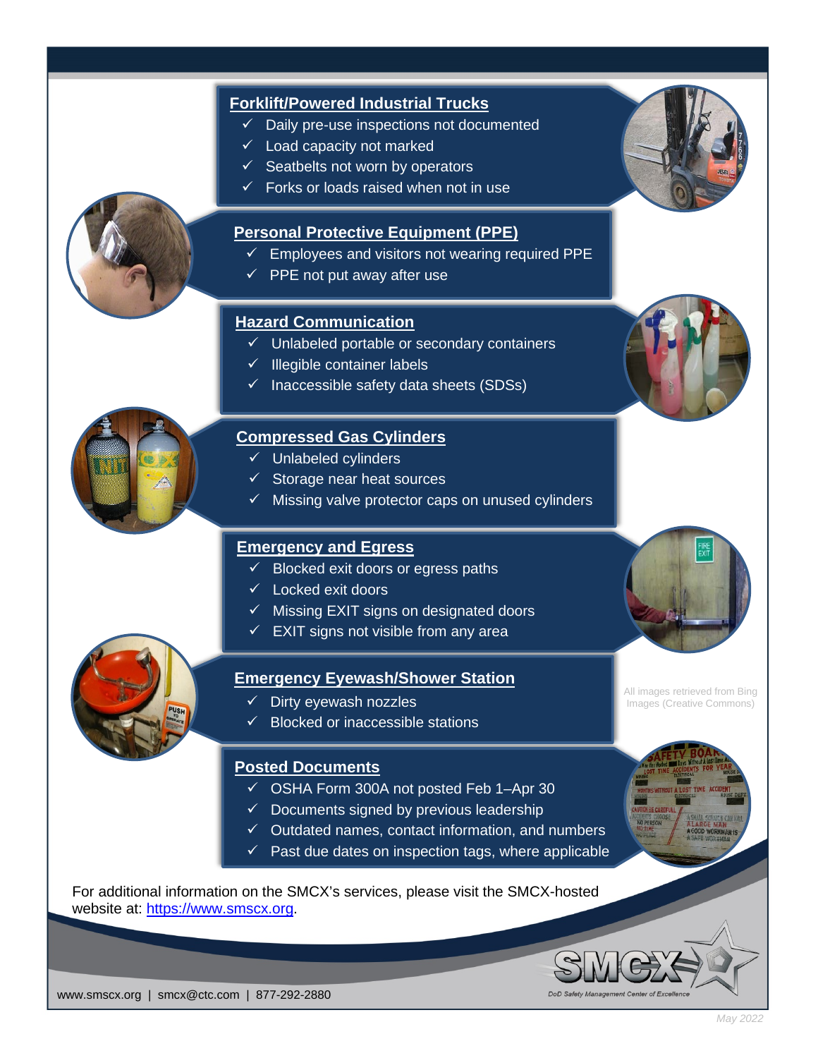## Forklift/Powered Industrial Trucks

- ✓ Daily pre-use inspections not documented
- ✓ Load capacity not marked
- ✓ Seatbelts not worn by operators
- ✓ Forks or loads raised when not in use

## Personal Protective Equipment (PPE)

- ✓ Employees and visitors not wearing required PPE
- ✓ PPE not put away after use

## Hazard Communication

- ✓ Unlabeled portable or secondary containers
- ✓ Illegible container labels
- ✓ Inaccessible safety data sheets (SDSs)

## Compressed Gas Cylinders

- ✓ Unlabeled cylinders
- ✓ Storage near heat sources
- ✓ Missing valve protector caps on unused cylinders

## Emergency and Egress

- ✓ Blocked exit doors or egress paths
- ✓ Locked exit doors
- ✓ Missing EXIT signs on designated doors
- ✓ EXIT signs not visible from any area

## Emergency Eyewash/Shower Station

- ✓ Dirty eyewash nozzles
- ✓ Blocked or inaccessible stations

All images retrieved from Bing Images (Creative Commons)

## Posted Documents

- ✓ OSHA Form 300A not posted Feb 1–Apr 30
- ✓ Documents signed by previous leadership
- ✓ Outdated names, contact information, and numbers
- ✓ Past due dates on inspection tags, where applicable

For additional information on the SMCX's services, please visit the SMCX-hosted website at: [https://www.smscx.org](https://www.smscx.org).

www.smscx.org | smcx@ctc.com | 877-292-2880

SMCX DoD Safety Management Center of Excellence

May 2022